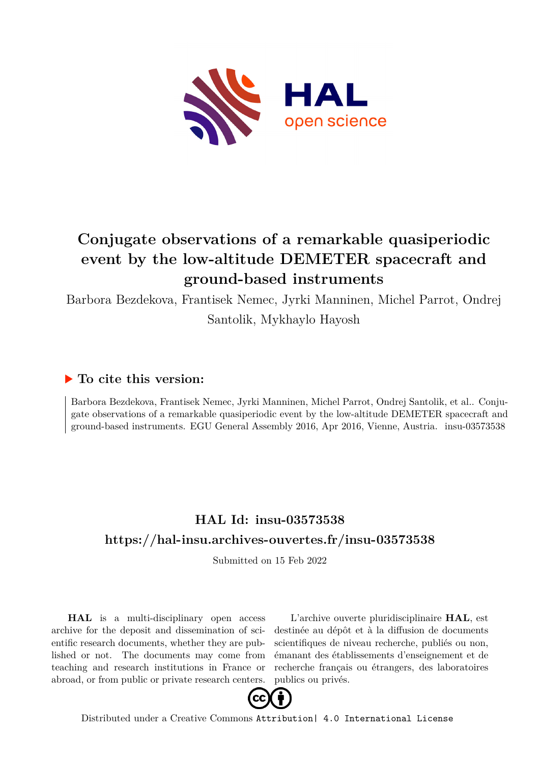# Conjugate observations of a remarkable quasiperiodic event by the low-altitude DEMETER spacecraft and ground-based instruments

Barbora Bezdekova, Frantisek Nemec, Jyrki Manninen, Michel Parrot, Ondrej Santolik, Mykhaylo Hayosh

## ▶ To cite this version:

Barbora Bezdekova, Frantisek Nemec, Jyrki Manninen, Michel Parrot, Ondrej Santolik, et al.. Conjugate observations of a remarkable quasiperiodic event by the low-altitude DEMETER spacecraft and ground-based instruments. EGU General Assembly 2016, Apr 2016, Vienne, Austria. insu-03573538

## HAL Id: insu-03573538

## https://hal-insu.archives-ouvertes.fr/insu-03573538

Submitted on 15 Feb 2022

**HAL** is a multi-disciplinary open access archive for the deposit and dissemination of scientific research documents, whether they are published or not. The documents may come from teaching and research institutions in France or abroad, or from public or private research centers.

L'archive ouverte pluridisciplinaire **HAL**, est destinée au dépôt et à la diffusion de documents scientifiques de niveau recherche, publiés ou non, émanant des établissements d'enseignement et de recherche français ou étrangers, des laboratoires publics ou privés.

Distributed under a Creative Commons Attribution| 4.0 International License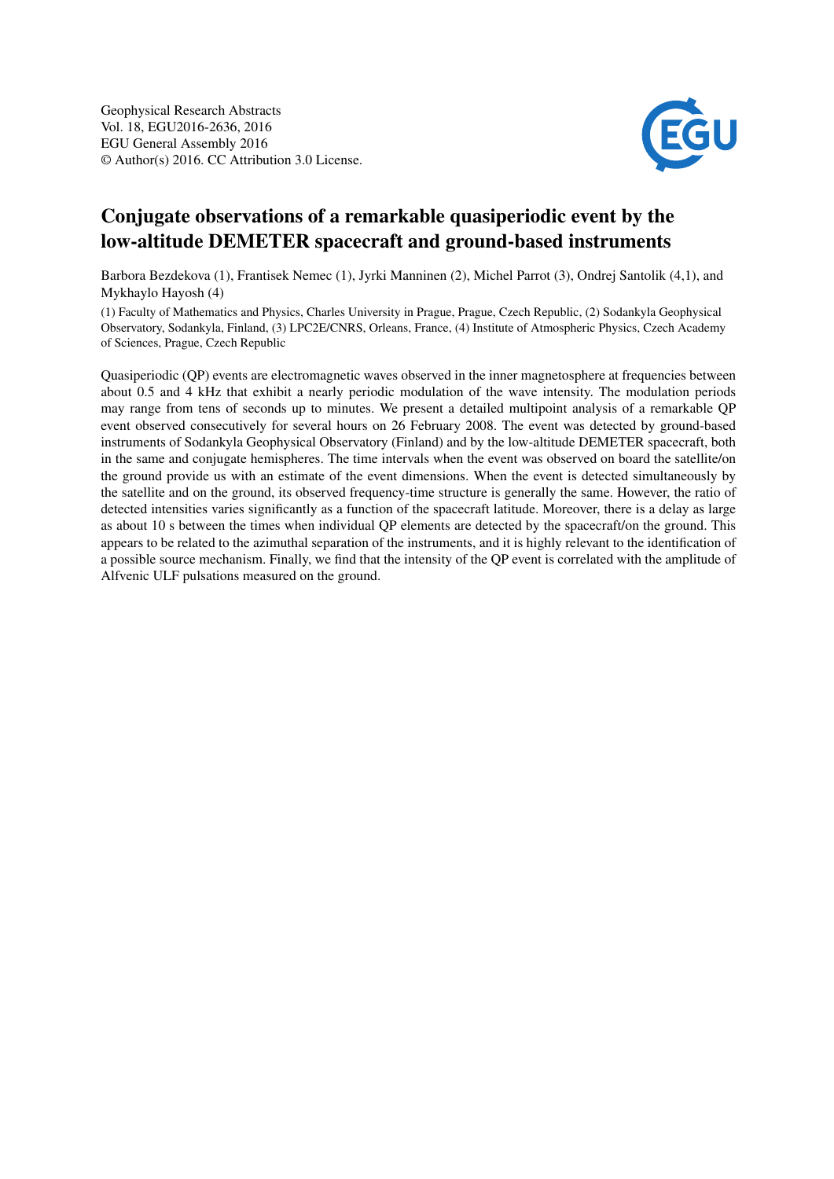Geophysical Research Abstracts
Vol. 18, EGU2016-2636, 2016
EGU General Assembly 2016
© Author(s) 2016. CC Attribution 3.0 License.

# Conjugate observations of a remarkable quasiperiodic event by the low-altitude DEMETER spacecraft and ground-based instruments

Barbora Bezdekova (1), Frantisek Nemec (1), Jyrki Manninen (2), Michel Parrot (3), Ondrej Santolik (4,1), and Mykhaylo Hayosh (4)

(1) Faculty of Mathematics and Physics, Charles University in Prague, Prague, Czech Republic, (2) Sodankyla Geophysical Observatory, Sodankyla, Finland, (3) LPC2E/CNRS, Orleans, France, (4) Institute of Atmospheric Physics, Czech Academy of Sciences, Prague, Czech Republic

Quasiperiodic (QP) events are electromagnetic waves observed in the inner magnetosphere at frequencies between about 0.5 and 4 kHz that exhibit a nearly periodic modulation of the wave intensity. The modulation periods may range from tens of seconds up to minutes. We present a detailed multipoint analysis of a remarkable QP event observed consecutively for several hours on 26 February 2008. The event was detected by ground-based instruments of Sodankyla Geophysical Observatory (Finland) and by the low-altitude DEMETER spacecraft, both in the same and conjugate hemispheres. The time intervals when the event was observed on board the satellite/on the ground provide us with an estimate of the event dimensions. When the event is detected simultaneously by the satellite and on the ground, its observed frequency-time structure is generally the same. However, the ratio of detected intensities varies significantly as a function of the spacecraft latitude. Moreover, there is a delay as large as about 10 s between the times when individual QP elements are detected by the spacecraft/on the ground. This appears to be related to the azimuthal separation of the instruments, and it is highly relevant to the identification of a possible source mechanism. Finally, we find that the intensity of the QP event is correlated with the amplitude of Alfvenic ULF pulsations measured on the ground.